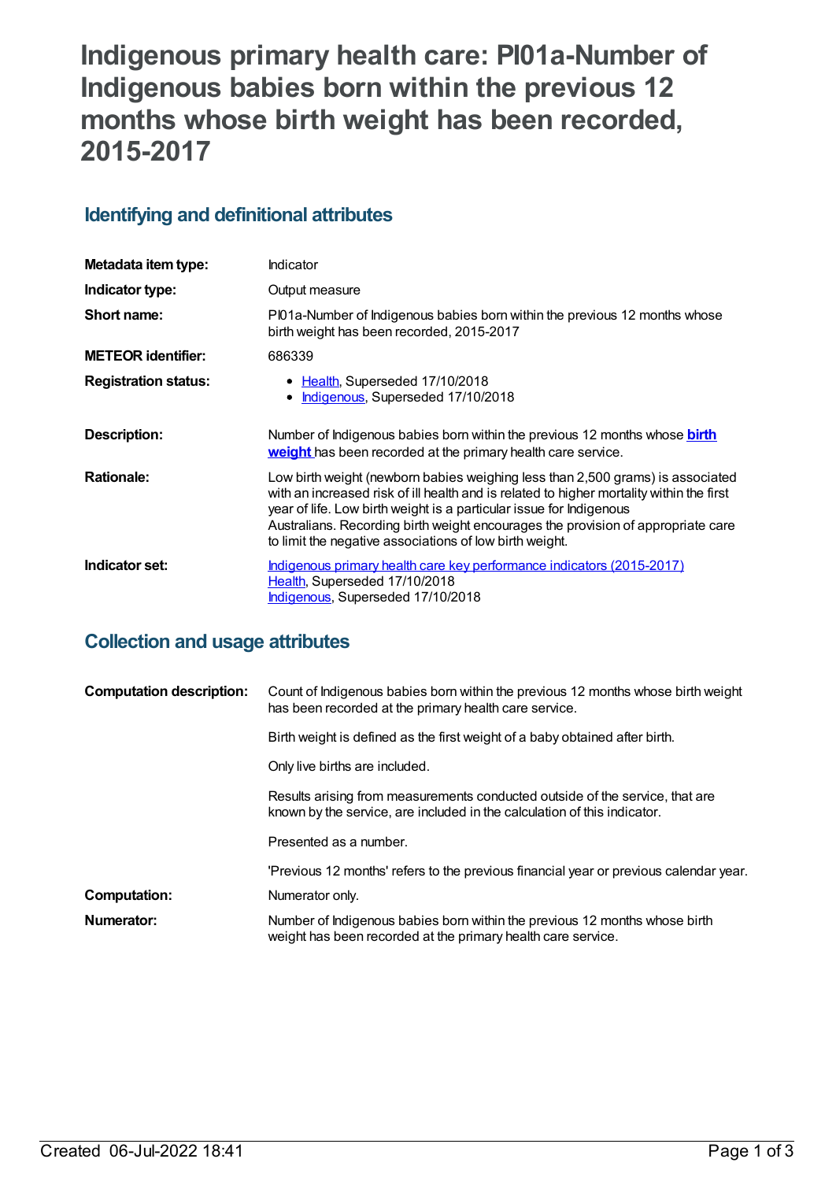# Indigenous primary health care: PI01a-Number of Indigenous babies born within the previous 12 months whose birth weight has been recorded, 2015-2017

## Identifying and definitional attributes

| | |
|---|---|
| **Metadata item type:** | Indicator |
| **Indicator type:** | Output measure |
| **Short name:** | PI01a-Number of Indigenous babies born within the previous 12 months whose birth weight has been recorded, 2015-2017 |
| **METEOR identifier:** | 686339 |
| **Registration status:** | • Health, Superseded 17/10/2018<br>• Indigenous, Superseded 17/10/2018 |
| **Description:** | Number of Indigenous babies born within the previous 12 months whose **birth weight** has been recorded at the primary health care service. |
| **Rationale:** | Low birth weight (newborn babies weighing less than 2,500 grams) is associated with an increased risk of ill health and is related to higher mortality within the first year of life. Low birth weight is a particular issue for Indigenous Australians. Recording birth weight encourages the provision of appropriate care to limit the negative associations of low birth weight. |
| **Indicator set:** | Indigenous primary health care key performance indicators (2015-2017)<br>Health, Superseded 17/10/2018<br>Indigenous, Superseded 17/10/2018 |

## Collection and usage attributes

| | |
|---|---|
| **Computation description:** | Count of Indigenous babies born within the previous 12 months whose birth weight has been recorded at the primary health care service.<br><br>Birth weight is defined as the first weight of a baby obtained after birth.<br><br>Only live births are included.<br><br>Results arising from measurements conducted outside of the service, that are known by the service, are included in the calculation of this indicator.<br><br>Presented as a number.<br><br>'Previous 12 months' refers to the previous financial year or previous calendar year. |
| **Computation:** | Numerator only. |
| **Numerator:** | Number of Indigenous babies born within the previous 12 months whose birth weight has been recorded at the primary health care service. |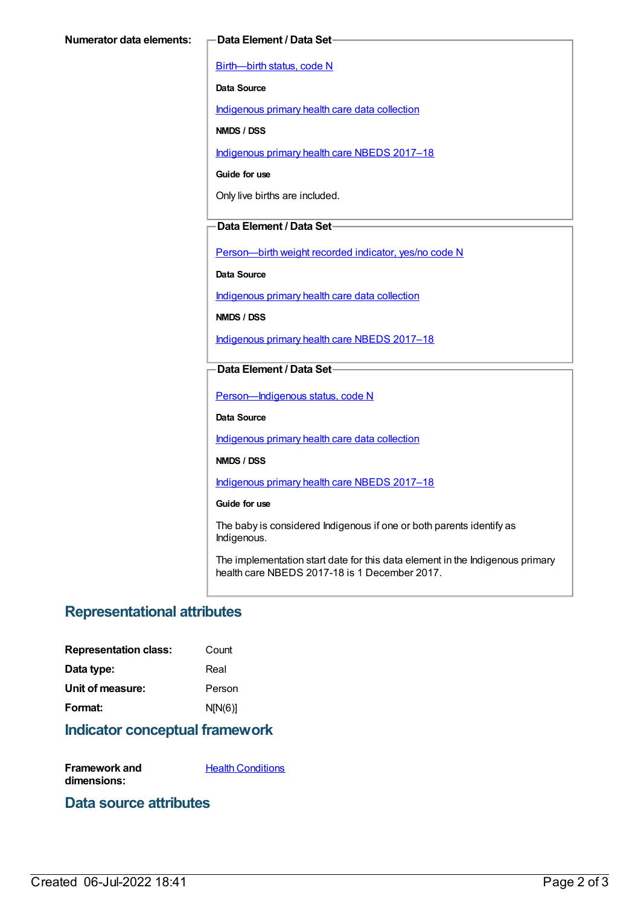**Numerator data elements:**

**Data Element / Data Set**

Birth—birth status, code N

**Data Source**

Indigenous primary health care data collection

**NMDS / DSS**

Indigenous primary health care NBEDS 2017–18

**Guide for use**

Only live births are included.

**Data Element / Data Set**

Person—birth weight recorded indicator, yes/no code N

**Data Source**

Indigenous primary health care data collection

**NMDS / DSS**

Indigenous primary health care NBEDS 2017–18

**Data Element / Data Set**

Person—Indigenous status, code N

**Data Source**

Indigenous primary health care data collection

**NMDS / DSS**

Indigenous primary health care NBEDS 2017–18

**Guide for use**

The baby is considered Indigenous if one or both parents identify as Indigenous.

The implementation start date for this data element in the Indigenous primary health care NBEDS 2017-18 is 1 December 2017.

## Representational attributes

**Representation class:** Count

**Data type:** Real

**Unit of measure:** Person

**Format:** N[N(6)]

## Indicator conceptual framework

**Framework and dimensions:** Health Conditions

## Data source attributes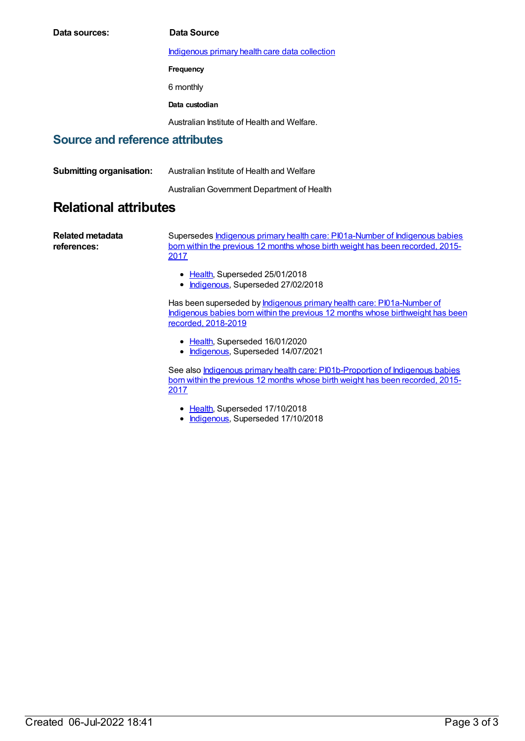**Data sources:**

**Data Source**

Indigenous primary health care data collection

**Frequency**

6 monthly

**Data custodian**

Australian Institute of Health and Welfare.

## Source and reference attributes

**Submitting organisation:** Australian Institute of Health and Welfare

Australian Government Department of Health

# Relational attributes

**Related metadata references:**

Supersedes Indigenous primary health care: PI01a-Number of Indigenous babies born within the previous 12 months whose birth weight has been recorded, 2015-2017

- Health, Superseded 25/01/2018
- Indigenous, Superseded 27/02/2018

Has been superseded by Indigenous primary health care: PI01a-Number of Indigenous babies born within the previous 12 months whose birthweight has been recorded, 2018-2019

- Health, Superseded 16/01/2020
- Indigenous, Superseded 14/07/2021

See also Indigenous primary health care: PI01b-Proportion of Indigenous babies born within the previous 12 months whose birth weight has been recorded, 2015-2017

- Health, Superseded 17/10/2018
- Indigenous, Superseded 17/10/2018